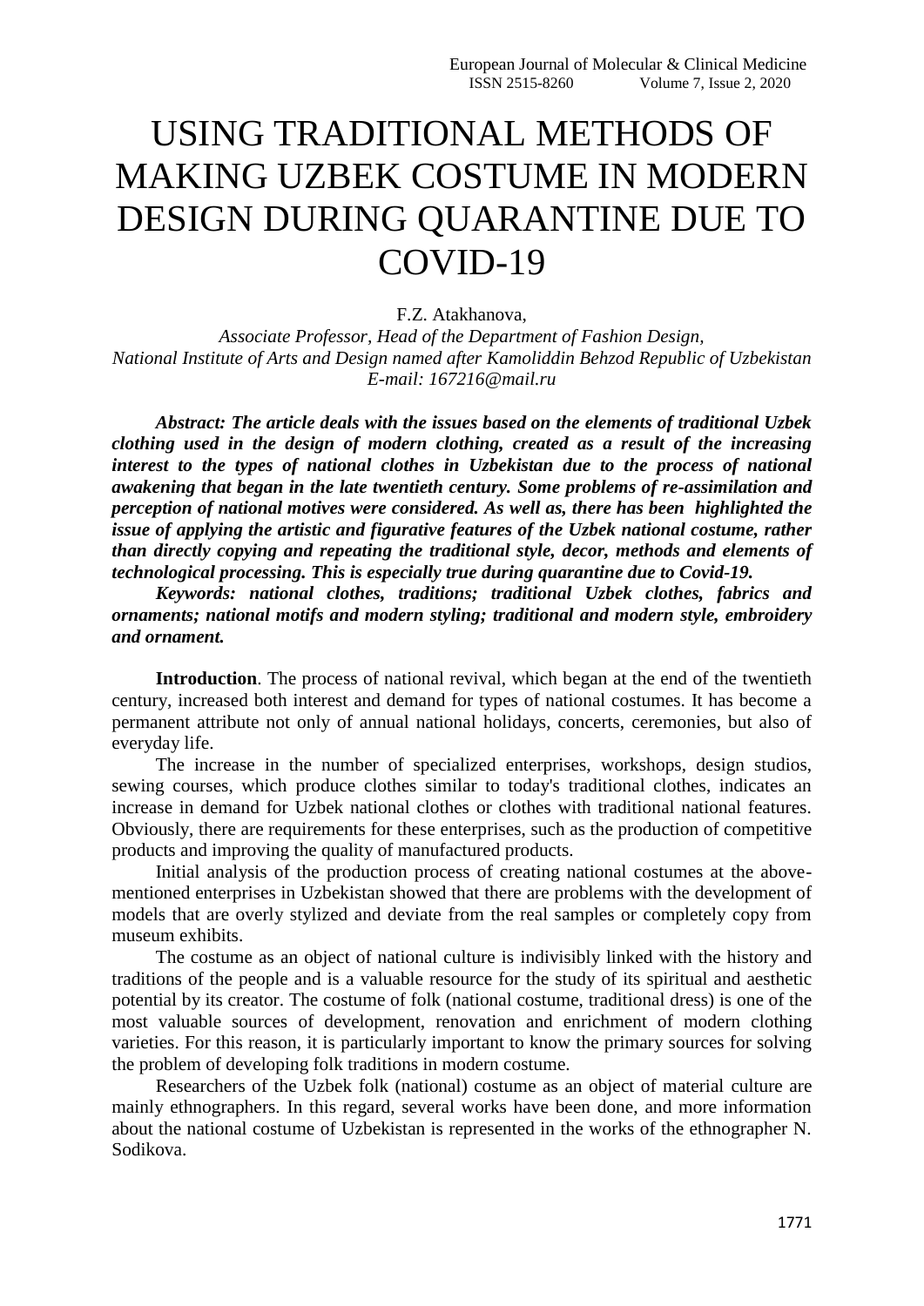# USING TRADITIONAL METHODS OF MAKING UZBEK COSTUME IN MODERN DESIGN DURING QUARANTINE DUE TO COVID-19

F.Z. Atakhanova,

*Associate Professor, Head of the Department of Fashion Design,*
*National Institute of Arts and Design named after Kamoliddin Behzod Republic of Uzbekistan*
*E-mail: 167216@mail.ru*

***Abstract: The article deals with the issues based on the elements of traditional Uzbek clothing used in the design of modern clothing, created as a result of the increasing interest to the types of national clothes in Uzbekistan due to the process of national awakening that began in the late twentieth century. Some problems of re-assimilation and perception of national motives were considered. As well as, there has been highlighted the issue of applying the artistic and figurative features of the Uzbek national costume, rather than directly copying and repeating the traditional style, decor, methods and elements of technological processing. This is especially true during quarantine due to Covid-19.***

***Keywords: national clothes, traditions; traditional Uzbek clothes, fabrics and ornaments; national motifs and modern styling; traditional and modern style, embroidery and ornament.***

**Introduction**. The process of national revival, which began at the end of the twentieth century, increased both interest and demand for types of national costumes. It has become a permanent attribute not only of annual national holidays, concerts, ceremonies, but also of everyday life.

The increase in the number of specialized enterprises, workshops, design studios, sewing courses, which produce clothes similar to today's traditional clothes, indicates an increase in demand for Uzbek national clothes or clothes with traditional national features. Obviously, there are requirements for these enterprises, such as the production of competitive products and improving the quality of manufactured products.

Initial analysis of the production process of creating national costumes at the above-mentioned enterprises in Uzbekistan showed that there are problems with the development of models that are overly stylized and deviate from the real samples or completely copy from museum exhibits.

The costume as an object of national culture is indivisibly linked with the history and traditions of the people and is a valuable resource for the study of its spiritual and aesthetic potential by its creator. The costume of folk (national costume, traditional dress) is one of the most valuable sources of development, renovation and enrichment of modern clothing varieties. For this reason, it is particularly important to know the primary sources for solving the problem of developing folk traditions in modern costume.

Researchers of the Uzbek folk (national) costume as an object of material culture are mainly ethnographers. In this regard, several works have been done, and more information about the national costume of Uzbekistan is represented in the works of the ethnographer N. Sodikova.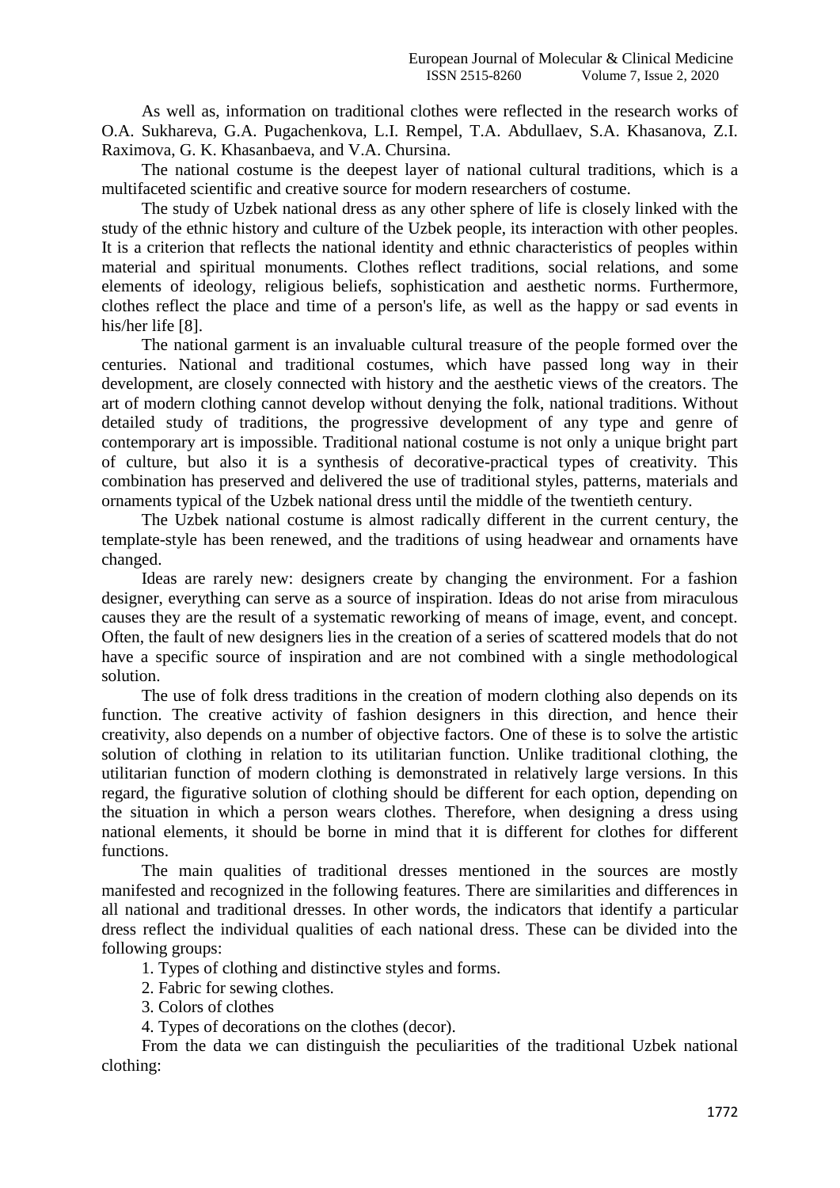As well as, information on traditional clothes were reflected in the research works of O.A. Sukhareva, G.A. Pugachenkova, L.I. Rempel, T.A. Abdullaev, S.A. Khasanova, Z.I. Raximova, G. K. Khasanbaeva, and V.A. Chursina.

The national costume is the deepest layer of national cultural traditions, which is a multifaceted scientific and creative source for modern researchers of costume.

The study of Uzbek national dress as any other sphere of life is closely linked with the study of the ethnic history and culture of the Uzbek people, its interaction with other peoples. It is a criterion that reflects the national identity and ethnic characteristics of peoples within material and spiritual monuments. Clothes reflect traditions, social relations, and some elements of ideology, religious beliefs, sophistication and aesthetic norms. Furthermore, clothes reflect the place and time of a person's life, as well as the happy or sad events in his/her life [8].

The national garment is an invaluable cultural treasure of the people formed over the centuries. National and traditional costumes, which have passed long way in their development, are closely connected with history and the aesthetic views of the creators. The art of modern clothing cannot develop without denying the folk, national traditions. Without detailed study of traditions, the progressive development of any type and genre of contemporary art is impossible. Traditional national costume is not only a unique bright part of culture, but also it is a synthesis of decorative-practical types of creativity. This combination has preserved and delivered the use of traditional styles, patterns, materials and ornaments typical of the Uzbek national dress until the middle of the twentieth century.

The Uzbek national costume is almost radically different in the current century, the template-style has been renewed, and the traditions of using headwear and ornaments have changed.

Ideas are rarely new: designers create by changing the environment. For a fashion designer, everything can serve as a source of inspiration. Ideas do not arise from miraculous causes they are the result of a systematic reworking of means of image, event, and concept. Often, the fault of new designers lies in the creation of a series of scattered models that do not have a specific source of inspiration and are not combined with a single methodological solution.

The use of folk dress traditions in the creation of modern clothing also depends on its function. The creative activity of fashion designers in this direction, and hence their creativity, also depends on a number of objective factors. One of these is to solve the artistic solution of clothing in relation to its utilitarian function. Unlike traditional clothing, the utilitarian function of modern clothing is demonstrated in relatively large versions. In this regard, the figurative solution of clothing should be different for each option, depending on the situation in which a person wears clothes. Therefore, when designing a dress using national elements, it should be borne in mind that it is different for clothes for different functions.

The main qualities of traditional dresses mentioned in the sources are mostly manifested and recognized in the following features. There are similarities and differences in all national and traditional dresses. In other words, the indicators that identify a particular dress reflect the individual qualities of each national dress. These can be divided into the following groups:

1. Types of clothing and distinctive styles and forms.
2. Fabric for sewing clothes.
3. Colors of clothes
4. Types of decorations on the clothes (decor).

From the data we can distinguish the peculiarities of the traditional Uzbek national clothing: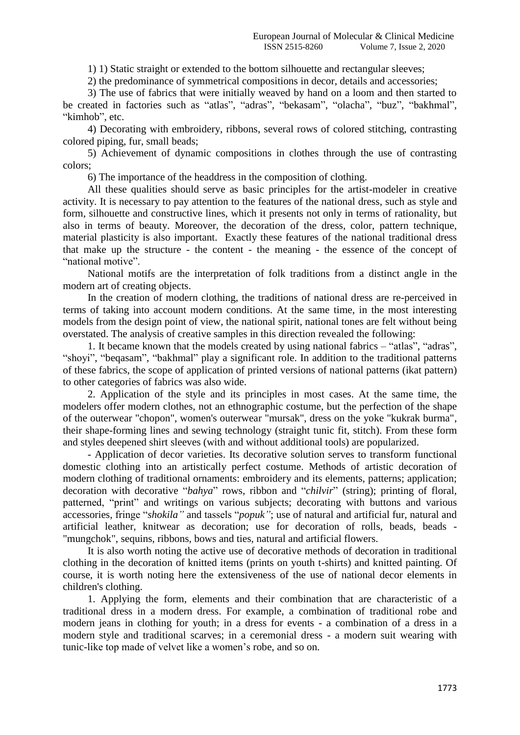1) 1) Static straight or extended to the bottom silhouette and rectangular sleeves;

2) the predominance of symmetrical compositions in decor, details and accessories;

3) The use of fabrics that were initially weaved by hand on a loom and then started to be created in factories such as "atlas", "adras", "bekasam", "olacha", "buz", "bakhmal", "kimhob", etc.

4) Decorating with embroidery, ribbons, several rows of colored stitching, contrasting colored piping, fur, small beads;

5) Achievement of dynamic compositions in clothes through the use of contrasting colors;

6) The importance of the headdress in the composition of clothing.

All these qualities should serve as basic principles for the artist-modeler in creative activity. It is necessary to pay attention to the features of the national dress, such as style and form, silhouette and constructive lines, which it presents not only in terms of rationality, but also in terms of beauty. Moreover, the decoration of the dress, color, pattern technique, material plasticity is also important. Exactly these features of the national traditional dress that make up the structure - the content - the meaning - the essence of the concept of "national motive".

National motifs are the interpretation of folk traditions from a distinct angle in the modern art of creating objects.

In the creation of modern clothing, the traditions of national dress are re-perceived in terms of taking into account modern conditions. At the same time, in the most interesting models from the design point of view, the national spirit, national tones are felt without being overstated. The analysis of creative samples in this direction revealed the following:

1. It became known that the models created by using national fabrics – "atlas", "adras", "shoyi", "beqasam", "bakhmal" play a significant role. In addition to the traditional patterns of these fabrics, the scope of application of printed versions of national patterns (ikat pattern) to other categories of fabrics was also wide.

2. Application of the style and its principles in most cases. At the same time, the modelers offer modern clothes, not an ethnographic costume, but the perfection of the shape of the outerwear "chopon", women's outerwear "mursak", dress on the yoke "kukrak burma", their shape-forming lines and sewing technology (straight tunic fit, stitch). From these form and styles deepened shirt sleeves (with and without additional tools) are popularized.

- Application of decor varieties. Its decorative solution serves to transform functional domestic clothing into an artistically perfect costume. Methods of artistic decoration of modern clothing of traditional ornaments: embroidery and its elements, patterns; application; decoration with decorative "*bahya*" rows, ribbon and "*chilvir*" (string); printing of floral, patterned, "print" and writings on various subjects; decorating with buttons and various accessories, fringe "*shokila"* and tassels "*popuk"*; use of natural and artificial fur, natural and artificial leather, knitwear as decoration; use for decoration of rolls, beads, beads - "mungchok", sequins, ribbons, bows and ties, natural and artificial flowers.

It is also worth noting the active use of decorative methods of decoration in traditional clothing in the decoration of knitted items (prints on youth t-shirts) and knitted painting. Of course, it is worth noting here the extensiveness of the use of national decor elements in children's clothing.

1. Applying the form, elements and their combination that are characteristic of a traditional dress in a modern dress. For example, a combination of traditional robe and modern jeans in clothing for youth; in a dress for events - a combination of a dress in a modern style and traditional scarves; in a ceremonial dress - a modern suit wearing with tunic-like top made of velvet like a women's robe, and so on.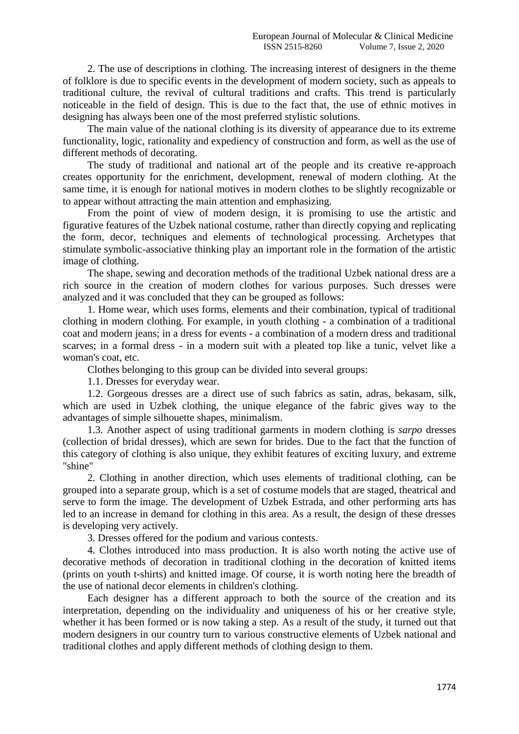2. The use of descriptions in clothing. The increasing interest of designers in the theme of folklore is due to specific events in the development of modern society, such as appeals to traditional culture, the revival of cultural traditions and crafts. This trend is particularly noticeable in the field of design. This is due to the fact that, the use of ethnic motives in designing has always been one of the most preferred stylistic solutions.

The main value of the national clothing is its diversity of appearance due to its extreme functionality, logic, rationality and expediency of construction and form, as well as the use of different methods of decorating.

The study of traditional and national art of the people and its creative re-approach creates opportunity for the enrichment, development, renewal of modern clothing. At the same time, it is enough for national motives in modern clothes to be slightly recognizable or to appear without attracting the main attention and emphasizing.

From the point of view of modern design, it is promising to use the artistic and figurative features of the Uzbek national costume, rather than directly copying and replicating the form, decor, techniques and elements of technological processing. Archetypes that stimulate symbolic-associative thinking play an important role in the formation of the artistic image of clothing.

The shape, sewing and decoration methods of the traditional Uzbek national dress are a rich source in the creation of modern clothes for various purposes. Such dresses were analyzed and it was concluded that they can be grouped as follows:

1. Home wear, which uses forms, elements and their combination, typical of traditional clothing in modern clothing. For example, in youth clothing - a combination of a traditional coat and modern jeans; in a dress for events - a combination of a modern dress and traditional scarves; in a formal dress - in a modern suit with a pleated top like a tunic, velvet like a woman's coat, etc.

Clothes belonging to this group can be divided into several groups:

1.1. Dresses for everyday wear.

1.2. Gorgeous dresses are a direct use of such fabrics as satin, adras, bekasam, silk, which are used in Uzbek clothing, the unique elegance of the fabric gives way to the advantages of simple silhouette shapes, minimalism.

1.3. Another aspect of using traditional garments in modern clothing is *sarpo* dresses (collection of bridal dresses), which are sewn for brides. Due to the fact that the function of this category of clothing is also unique, they exhibit features of exciting luxury, and extreme "shine"

2. Clothing in another direction, which uses elements of traditional clothing, can be grouped into a separate group, which is a set of costume models that are staged, theatrical and serve to form the image. The development of Uzbek Estrada, and other performing arts has led to an increase in demand for clothing in this area. As a result, the design of these dresses is developing very actively.

3. Dresses offered for the podium and various contests.

4. Clothes introduced into mass production. It is also worth noting the active use of decorative methods of decoration in traditional clothing in the decoration of knitted items (prints on youth t-shirts) and knitted image. Of course, it is worth noting here the breadth of the use of national decor elements in children's clothing.

Each designer has a different approach to both the source of the creation and its interpretation, depending on the individuality and uniqueness of his or her creative style, whether it has been formed or is now taking a step. As a result of the study, it turned out that modern designers in our country turn to various constructive elements of Uzbek national and traditional clothes and apply different methods of clothing design to them.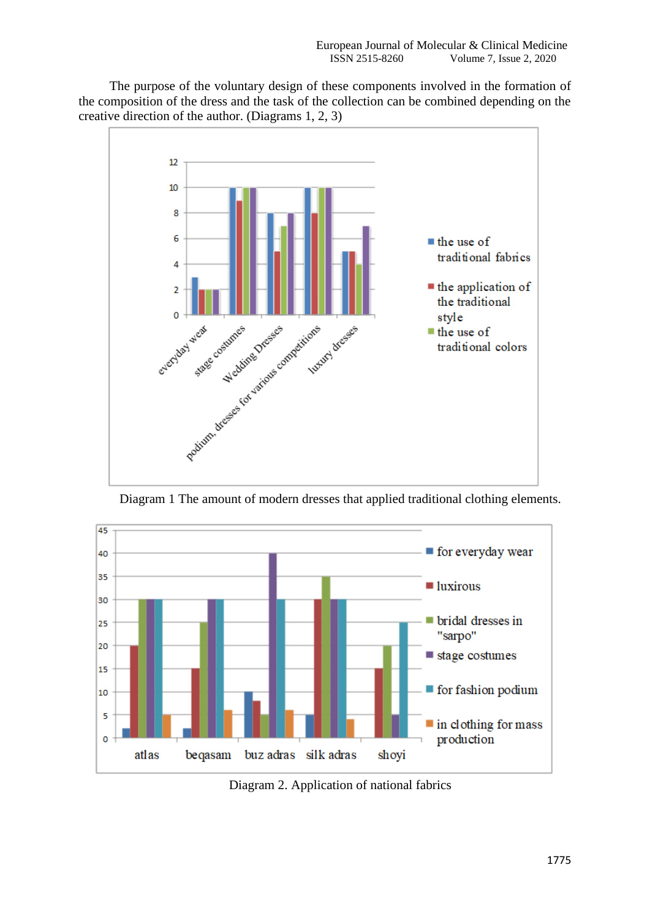The purpose of the voluntary design of these components involved in the formation of the composition of the dress and the task of the collection can be combined depending on the creative direction of the author. (Diagrams 1, 2, 3)

Diagram 1 The amount of modern dresses that applied traditional clothing elements.

Diagram 2. Application of national fabrics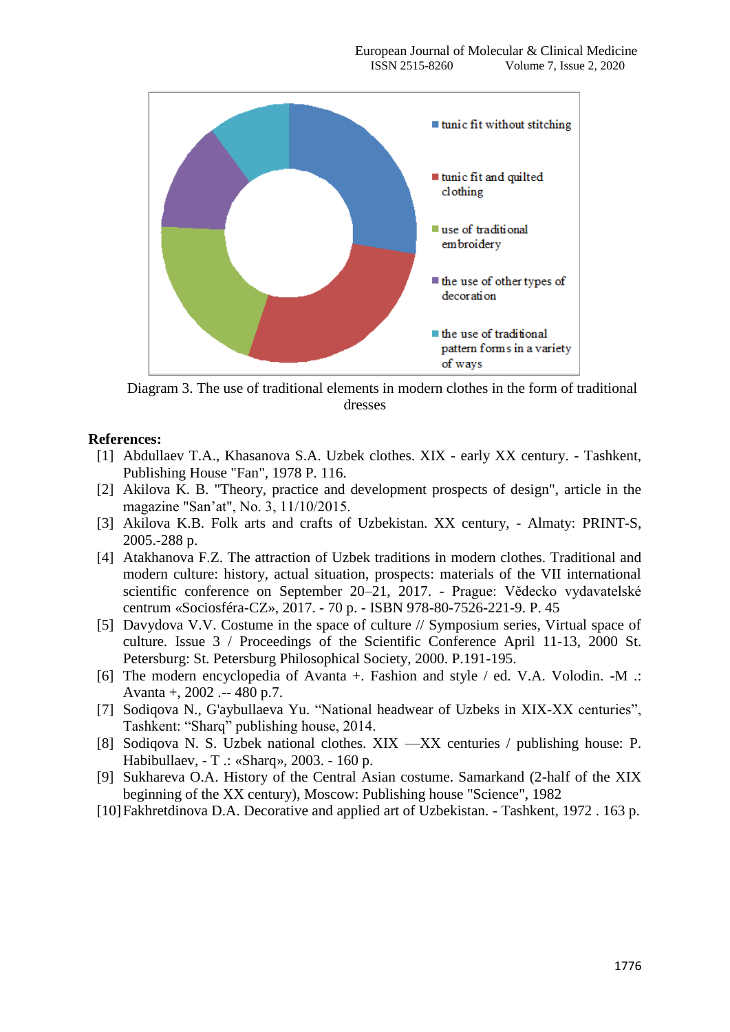tunic fit without stitching

tunic fit and quilted clothing

use of traditional embroidery

the use of other types of decoration

the use of traditional pattern forms in a variety of ways

Diagram 3. The use of traditional elements in modern clothes in the form of traditional dresses

**References:**

[1] Abdullaev T.A., Khasanova S.A. Uzbek clothes. XIX - early XX century. - Tashkent, Publishing House "Fan", 1978 P. 116.

[2] Akilova K. B. "Theory, practice and development prospects of design", article in the magazine "San'at", No. 3, 11/10/2015.

[3] Akilova K.B. Folk arts and crafts of Uzbekistan. XX century, - Almaty: PRINT-S, 2005.-288 p.

[4] Atakhanova F.Z. The attraction of Uzbek traditions in modern clothes. Traditional and modern culture: history, actual situation, prospects: materials of the VII international scientific conference on September 20–21, 2017. - Prague: Vědecko vydavatelské centrum «Sociosféra-CZ», 2017. - 70 p. - ISBN 978-80-7526-221-9. P. 45

[5] Davydova V.V. Costume in the space of culture // Symposium series, Virtual space of culture. Issue 3 / Proceedings of the Scientific Conference April 11-13, 2000 St. Petersburg: St. Petersburg Philosophical Society, 2000. P.191-195.

[6] The modern encyclopedia of Avanta +. Fashion and style / ed. V.A. Volodin. -M .: Avanta +, 2002 .-- 480 p.7.

[7] Sodiqova N., G'aybullaeva Yu. "National headwear of Uzbeks in XIX-XX centuries", Tashkent: "Sharq" publishing house, 2014.

[8] Sodiqova N. S. Uzbek national clothes. XIX —XX centuries / publishing house: P. Habibullaev, - T .: «Sharq», 2003. - 160 p.

[9] Sukhareva O.A. History of the Central Asian costume. Samarkand (2-half of the XIX beginning of the XX century), Moscow: Publishing house "Science", 1982

[10] Fakhretdinova D.A. Decorative and applied art of Uzbekistan. - Tashkent, 1972 . 163 p.